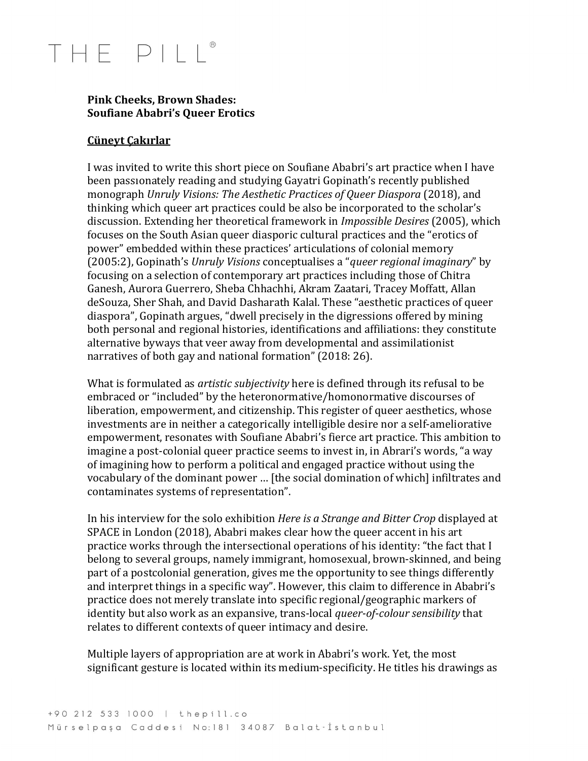**Pink Cheeks, Brown Shades:**
**Soufiane Ababri's Queer Erotics**

**Cüneyt Çakırlar**

I was invited to write this short piece on Soufiane Ababri's art practice when I have been passıonately reading and studying Gayatri Gopinath's recently published monograph *Unruly Visions: The Aesthetic Practices of Queer Diaspora* (2018), and thinking which queer art practices could be also be incorporated to the scholar's discussion. Extending her theoretical framework in *Impossible Desires* (2005), which focuses on the South Asian queer diasporic cultural practices and the "erotics of power" embedded within these practices' articulations of colonial memory (2005:2), Gopinath's *Unruly Visions* conceptualises a "*queer regional imaginary*" by focusing on a selection of contemporary art practices including those of Chitra Ganesh, Aurora Guerrero, Sheba Chhachhi, Akram Zaatari, Tracey Moffatt, Allan deSouza, Sher Shah, and David Dasharath Kalal. These "aesthetic practices of queer diaspora", Gopinath argues, "dwell precisely in the digressions offered by mining both personal and regional histories, identifications and affiliations: they constitute alternative byways that veer away from developmental and assimilationist narratives of both gay and national formation" (2018: 26).

What is formulated as *artistic subjectivity* here is defined through its refusal to be embraced or "included" by the heteronormative/homonormative discourses of liberation, empowerment, and citizenship. This register of queer aesthetics, whose investments are in neither a categorically intelligible desire nor a self-ameliorative empowerment, resonates with Soufiane Ababri's fierce art practice. This ambition to imagine a post-colonial queer practice seems to invest in, in Abrari's words, "a way of imagining how to perform a political and engaged practice without using the vocabulary of the dominant power … [the social domination of which] infiltrates and contaminates systems of representation".

In his interview for the solo exhibition *Here is a Strange and Bitter Crop* displayed at SPACE in London (2018), Ababri makes clear how the queer accent in his art practice works through the intersectional operations of his identity: "the fact that I belong to several groups, namely immigrant, homosexual, brown-skinned, and being part of a postcolonial generation, gives me the opportunity to see things differently and interpret things in a specific way". However, this claim to difference in Ababri's practice does not merely translate into specific regional/geographic markers of identity but also work as an expansive, trans-local *queer-of-colour sensibility* that relates to different contexts of queer intimacy and desire.

Multiple layers of appropriation are at work in Ababri's work. Yet, the most significant gesture is located within its medium-specificity. He titles his drawings as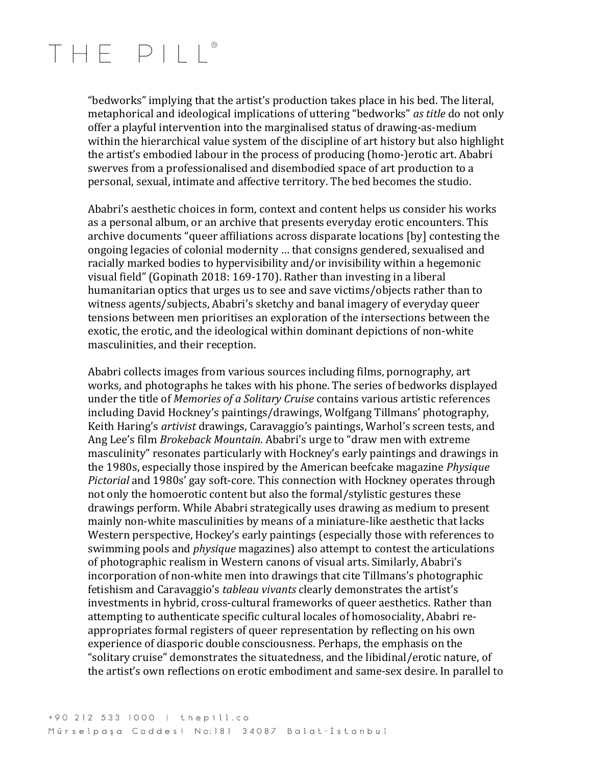"bedworks" implying that the artist's production takes place in his bed. The literal, metaphorical and ideological implications of uttering "bedworks" *as title* do not only offer a playful intervention into the marginalised status of drawing-as-medium within the hierarchical value system of the discipline of art history but also highlight the artist's embodied labour in the process of producing (homo-)erotic art. Ababri swerves from a professionalised and disembodied space of art production to a personal, sexual, intimate and affective territory. The bed becomes the studio.

Ababri's aesthetic choices in form, context and content helps us consider his works as a personal album, or an archive that presents everyday erotic encounters. This archive documents "queer affiliations across disparate locations [by] contesting the ongoing legacies of colonial modernity … that consigns gendered, sexualised and racially marked bodies to hypervisibility and/or invisibility within a hegemonic visual field" (Gopinath 2018: 169-170). Rather than investing in a liberal humanitarian optics that urges us to see and save victims/objects rather than to witness agents/subjects, Ababri's sketchy and banal imagery of everyday queer tensions between men prioritises an exploration of the intersections between the exotic, the erotic, and the ideological within dominant depictions of non-white masculinities, and their reception.

Ababri collects images from various sources including films, pornography, art works, and photographs he takes with his phone. The series of bedworks displayed under the title of *Memories of a Solitary Cruise* contains various artistic references including David Hockney's paintings/drawings, Wolfgang Tillmans' photography, Keith Haring's *artivist* drawings, Caravaggio's paintings, Warhol's screen tests, and Ang Lee's film *Brokeback Mountain*. Ababri's urge to "draw men with extreme masculinity" resonates particularly with Hockney's early paintings and drawings in the 1980s, especially those inspired by the American beefcake magazine *Physique Pictorial* and 1980s' gay soft-core. This connection with Hockney operates through not only the homoerotic content but also the formal/stylistic gestures these drawings perform. While Ababri strategically uses drawing as medium to present mainly non-white masculinities by means of a miniature-like aesthetic that lacks Western perspective, Hockey's early paintings (especially those with references to swimming pools and *physique* magazines) also attempt to contest the articulations of photographic realism in Western canons of visual arts. Similarly, Ababri's incorporation of non-white men into drawings that cite Tillmans's photographic fetishism and Caravaggio's *tableau vivants* clearly demonstrates the artist's investments in hybrid, cross-cultural frameworks of queer aesthetics. Rather than attempting to authenticate specific cultural locales of homosociality, Ababri re-appropriates formal registers of queer representation by reflecting on his own experience of diasporic double consciousness. Perhaps, the emphasis on the "solitary cruise" demonstrates the situatedness, and the libidinal/erotic nature, of the artist's own reflections on erotic embodiment and same-sex desire. In parallel to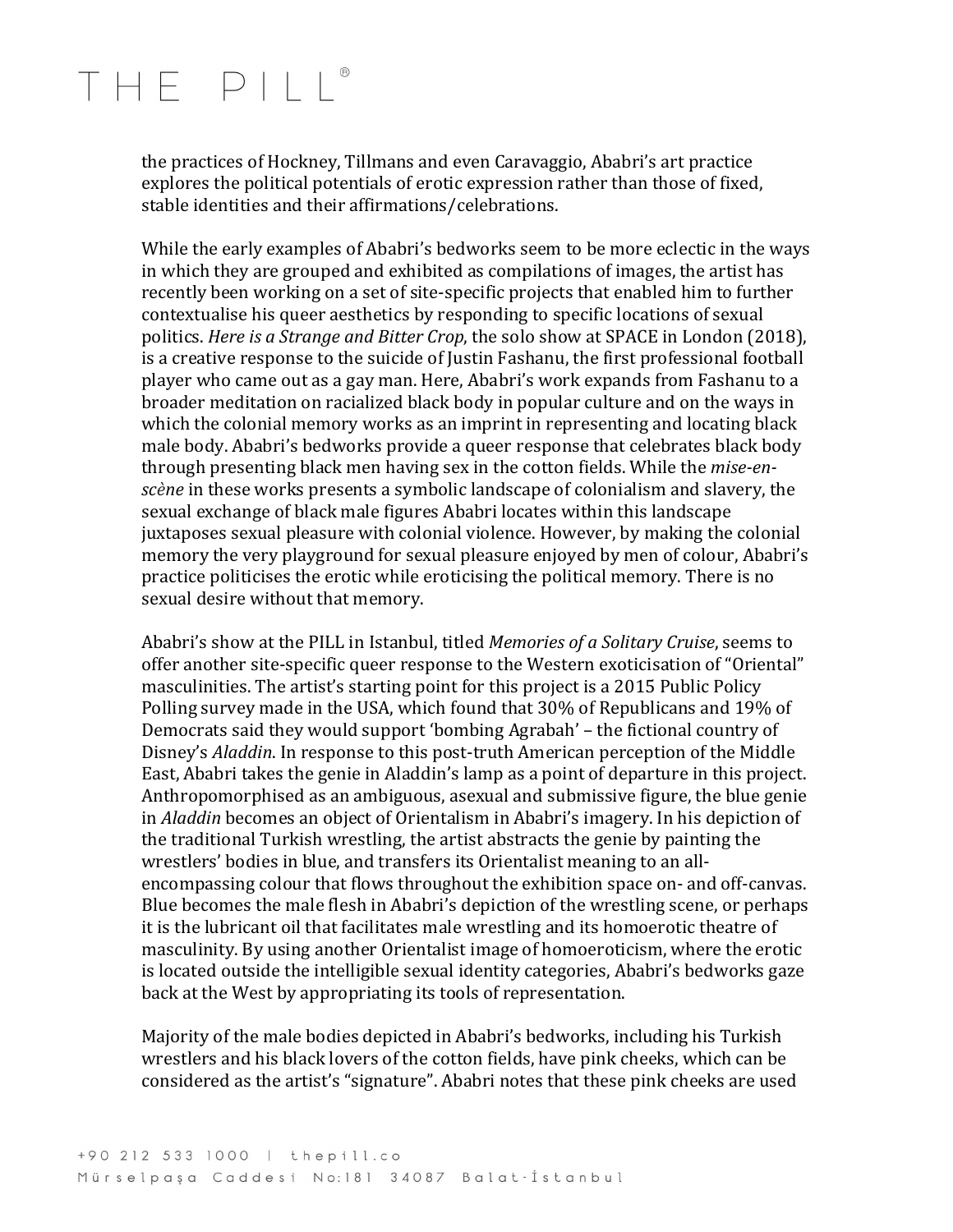the practices of Hockney, Tillmans and even Caravaggio, Ababri's art practice explores the political potentials of erotic expression rather than those of fixed, stable identities and their affirmations/celebrations.

While the early examples of Ababri's bedworks seem to be more eclectic in the ways in which they are grouped and exhibited as compilations of images, the artist has recently been working on a set of site-specific projects that enabled him to further contextualise his queer aesthetics by responding to specific locations of sexual politics. *Here is a Strange and Bitter Crop*, the solo show at SPACE in London (2018), is a creative response to the suicide of Justin Fashanu, the first professional football player who came out as a gay man. Here, Ababri's work expands from Fashanu to a broader meditation on racialized black body in popular culture and on the ways in which the colonial memory works as an imprint in representing and locating black male body. Ababri's bedworks provide a queer response that celebrates black body through presenting black men having sex in the cotton fields. While the *mise-en-scène* in these works presents a symbolic landscape of colonialism and slavery, the sexual exchange of black male figures Ababri locates within this landscape juxtaposes sexual pleasure with colonial violence. However, by making the colonial memory the very playground for sexual pleasure enjoyed by men of colour, Ababri's practice politicises the erotic while eroticising the political memory. There is no sexual desire without that memory.

Ababri's show at the PILL in Istanbul, titled *Memories of a Solitary Cruise*, seems to offer another site-specific queer response to the Western exoticisation of "Oriental" masculinities. The artist's starting point for this project is a 2015 Public Policy Polling survey made in the USA, which found that 30% of Republicans and 19% of Democrats said they would support 'bombing Agrabah' – the fictional country of Disney's *Aladdin*. In response to this post-truth American perception of the Middle East, Ababri takes the genie in Aladdin's lamp as a point of departure in this project. Anthropomorphised as an ambiguous, asexual and submissive figure, the blue genie in *Aladdin* becomes an object of Orientalism in Ababri's imagery. In his depiction of the traditional Turkish wrestling, the artist abstracts the genie by painting the wrestlers' bodies in blue, and transfers its Orientalist meaning to an all-encompassing colour that flows throughout the exhibition space on- and off-canvas. Blue becomes the male flesh in Ababri's depiction of the wrestling scene, or perhaps it is the lubricant oil that facilitates male wrestling and its homoerotic theatre of masculinity. By using another Orientalist image of homoeroticism, where the erotic is located outside the intelligible sexual identity categories, Ababri's bedworks gaze back at the West by appropriating its tools of representation.

Majority of the male bodies depicted in Ababri's bedworks, including his Turkish wrestlers and his black lovers of the cotton fields, have pink cheeks, which can be considered as the artist's "signature". Ababri notes that these pink cheeks are used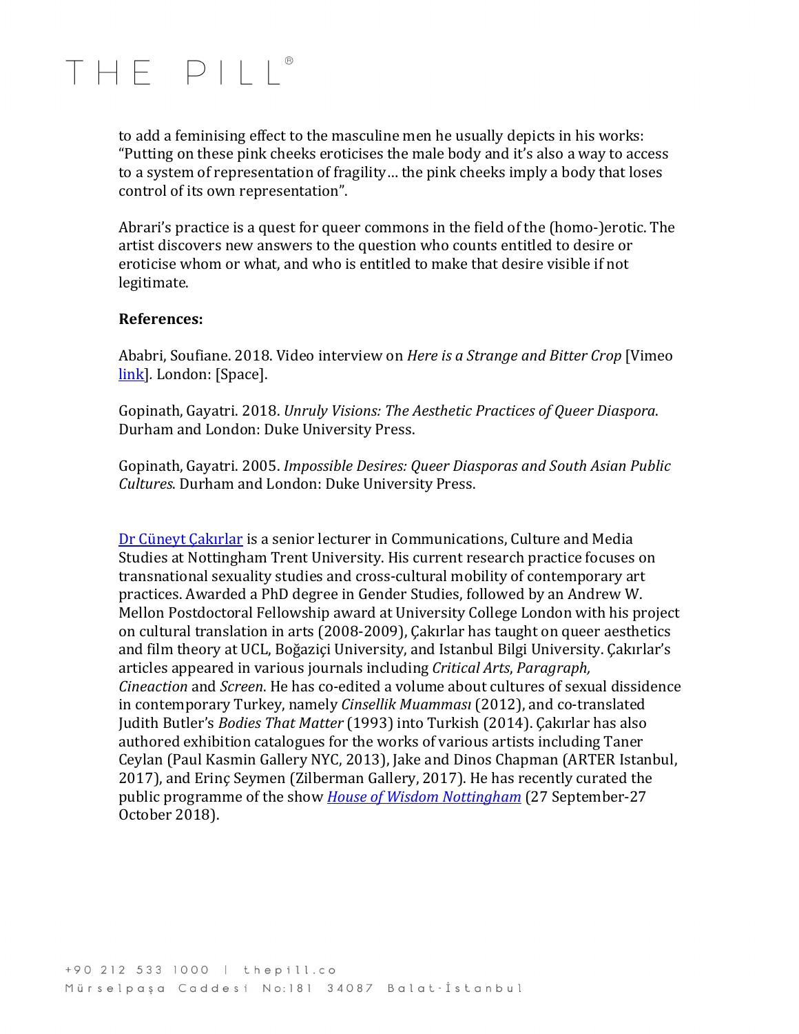to add a feminising effect to the masculine men he usually depicts in his works: "Putting on these pink cheeks eroticises the male body and it's also a way to access to a system of representation of fragility… the pink cheeks imply a body that loses control of its own representation".

Abrari's practice is a quest for queer commons in the field of the (homo-)erotic. The artist discovers new answers to the question who counts entitled to desire or eroticise whom or what, and who is entitled to make that desire visible if not legitimate.

**References:**

Ababri, Soufiane. 2018. Video interview on *Here is a Strange and Bitter Crop* [Vimeo link]*.* London: [Space].

Gopinath, Gayatri. 2018. *Unruly Visions: The Aesthetic Practices of Queer Diaspora*. Durham and London: Duke University Press.

Gopinath, Gayatri. 2005. *Impossible Desires: Queer Diasporas and South Asian Public Cultures*. Durham and London: Duke University Press.

Dr Cüneyt Çakırlar is a senior lecturer in Communications, Culture and Media Studies at Nottingham Trent University. His current research practice focuses on transnational sexuality studies and cross-cultural mobility of contemporary art practices. Awarded a PhD degree in Gender Studies, followed by an Andrew W. Mellon Postdoctoral Fellowship award at University College London with his project on cultural translation in arts (2008-2009), Çakırlar has taught on queer aesthetics and film theory at UCL, Boğaziçi University, and Istanbul Bilgi University. Çakırlar's articles appeared in various journals including *Critical Arts*, *Paragraph, Cineaction* and *Screen*. He has co-edited a volume about cultures of sexual dissidence in contemporary Turkey, namely *Cinsellik Muamması* (2012), and co-translated Judith Butler's *Bodies That Matter* (1993) into Turkish (2014). Çakırlar has also authored exhibition catalogues for the works of various artists including Taner Ceylan (Paul Kasmin Gallery NYC, 2013), Jake and Dinos Chapman (ARTER Istanbul, 2017), and Erinç Seymen (Zilberman Gallery, 2017). He has recently curated the public programme of the show *House of Wisdom Nottingham* (27 September-27 October 2018).